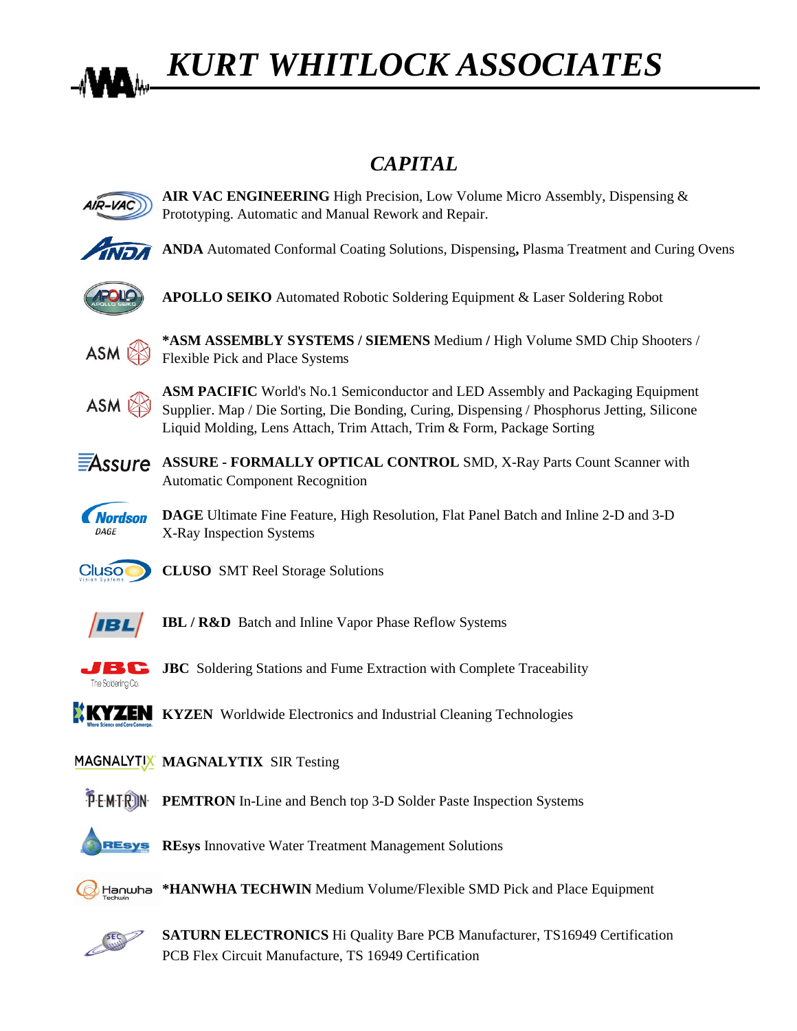# *KURT WHITLOCK ASSOCIATES*

## *CAPITAL*

**AIR VAC ENGINEERING** High Precision, Low Volume Micro Assembly, Dispensing & Prototyping. Automatic and Manual Rework and Repair.

**ANDA** Automated Conformal Coating Solutions, Dispensing**,** Plasma Treatment and Curing Ovens

**APOLLO SEIKO** Automated Robotic Soldering Equipment & Laser Soldering Robot

**\*ASM ASSEMBLY SYSTEMS / SIEMENS** Medium **/** High Volume SMD Chip Shooters / Flexible Pick and Place Systems

**ASM PACIFIC** World's No.1 Semiconductor and LED Assembly and Packaging Equipment Supplier. Map / Die Sorting, Die Bonding, Curing, Dispensing / Phosphorus Jetting, Silicone Liquid Molding, Lens Attach, Trim Attach, Trim & Form, Package Sorting

**ASSURE - FORMALLY OPTICAL CONTROL** SMD, X-Ray Parts Count Scanner with Automatic Component Recognition

**DAGE** Ultimate Fine Feature, High Resolution, Flat Panel Batch and Inline 2-D and 3-D X-Ray Inspection Systems

**CLUSO** SMT Reel Storage Solutions

**IBL / R&D** Batch and Inline Vapor Phase Reflow Systems

**JBC** Soldering Stations and Fume Extraction with Complete Traceability

**KYZEN** Worldwide Electronics and Industrial Cleaning Technologies

**MAGNALYTIX** SIR Testing

**PEMTRON** In-Line and Bench top 3-D Solder Paste Inspection Systems

**REsys** Innovative Water Treatment Management Solutions

**\*HANWHA TECHWIN** Medium Volume/Flexible SMD Pick and Place Equipment

**SATURN ELECTRONICS** Hi Quality Bare PCB Manufacturer, TS16949 Certification
PCB Flex Circuit Manufacture, TS 16949 Certification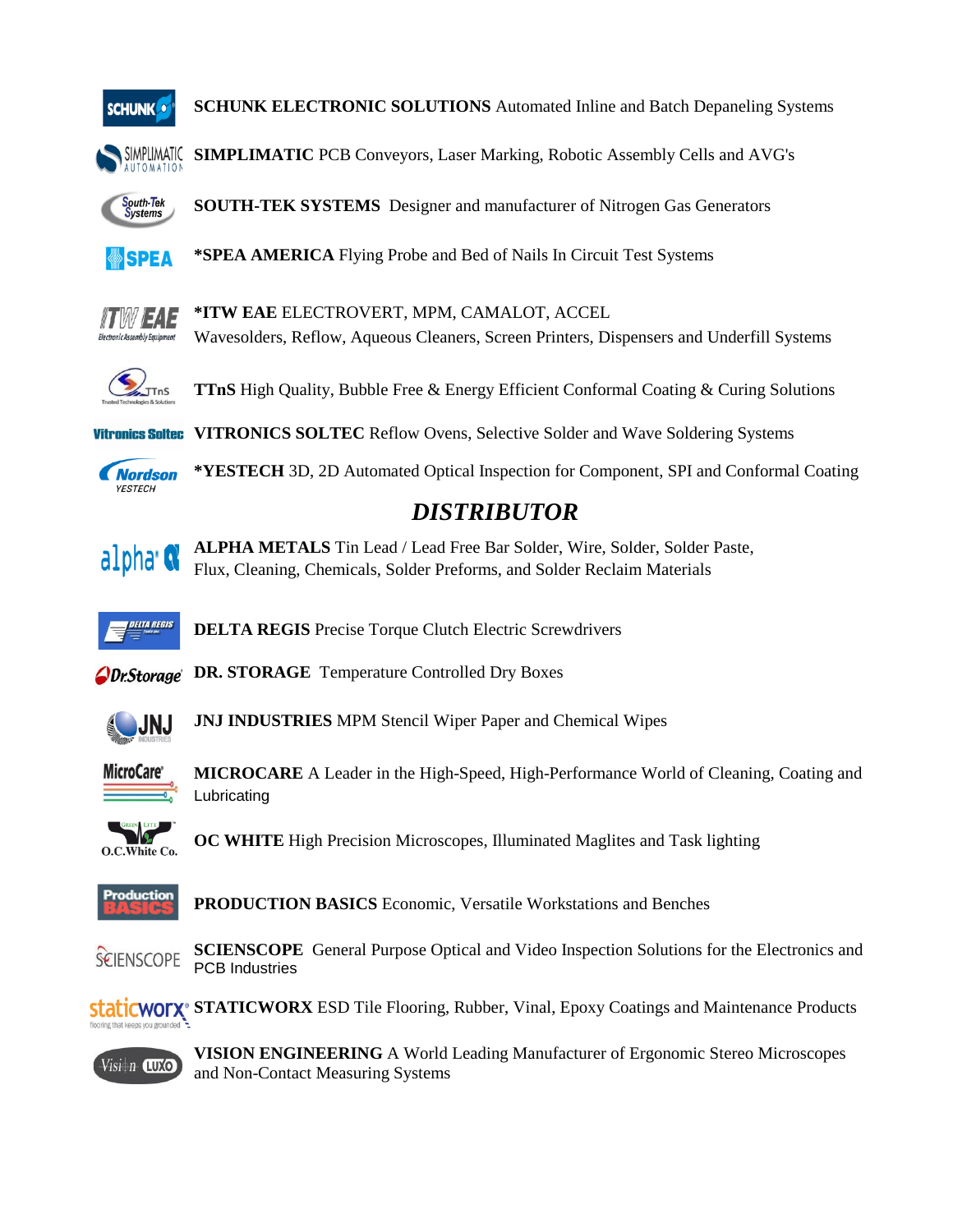**SCHUNK ELECTRONIC SOLUTIONS** Automated Inline and Batch Depaneling Systems

**SIMPLIMATIC** PCB Conveyors, Laser Marking, Robotic Assembly Cells and AVG's

**SOUTH-TEK SYSTEMS** Designer and manufacturer of Nitrogen Gas Generators

***SPEA AMERICA** Flying Probe and Bed of Nails In Circuit Test Systems

***ITW EAE** ELECTROVERT, MPM, CAMALOT, ACCEL
Wavesolders, Reflow, Aqueous Cleaners, Screen Printers, Dispensers and Underfill Systems

**TTnS** High Quality, Bubble Free & Energy Efficient Conformal Coating & Curing Solutions

**VITRONICS SOLTEC** Reflow Ovens, Selective Solder and Wave Soldering Systems

***YESTECH** 3D, 2D Automated Optical Inspection for Component, SPI and Conformal Coating

## *DISTRIBUTOR*

**ALPHA METALS** Tin Lead / Lead Free Bar Solder, Wire, Solder, Solder Paste,
Flux, Cleaning, Chemicals, Solder Preforms, and Solder Reclaim Materials

**DELTA REGIS** Precise Torque Clutch Electric Screwdrivers

**DR. STORAGE** Temperature Controlled Dry Boxes

**JNJ INDUSTRIES** MPM Stencil Wiper Paper and Chemical Wipes

**MICROCARE** A Leader in the High-Speed, High-Performance World of Cleaning, Coating and Lubricating

**OC WHITE** High Precision Microscopes, Illuminated Maglites and Task lighting

**PRODUCTION BASICS** Economic, Versatile Workstations and Benches

**SCIENSCOPE** General Purpose Optical and Video Inspection Solutions for the Electronics and PCB Industries

**STATICWORX** ESD Tile Flooring, Rubber, Vinal, Epoxy Coatings and Maintenance Products

**VISION ENGINEERING** A World Leading Manufacturer of Ergonomic Stereo Microscopes and Non-Contact Measuring Systems